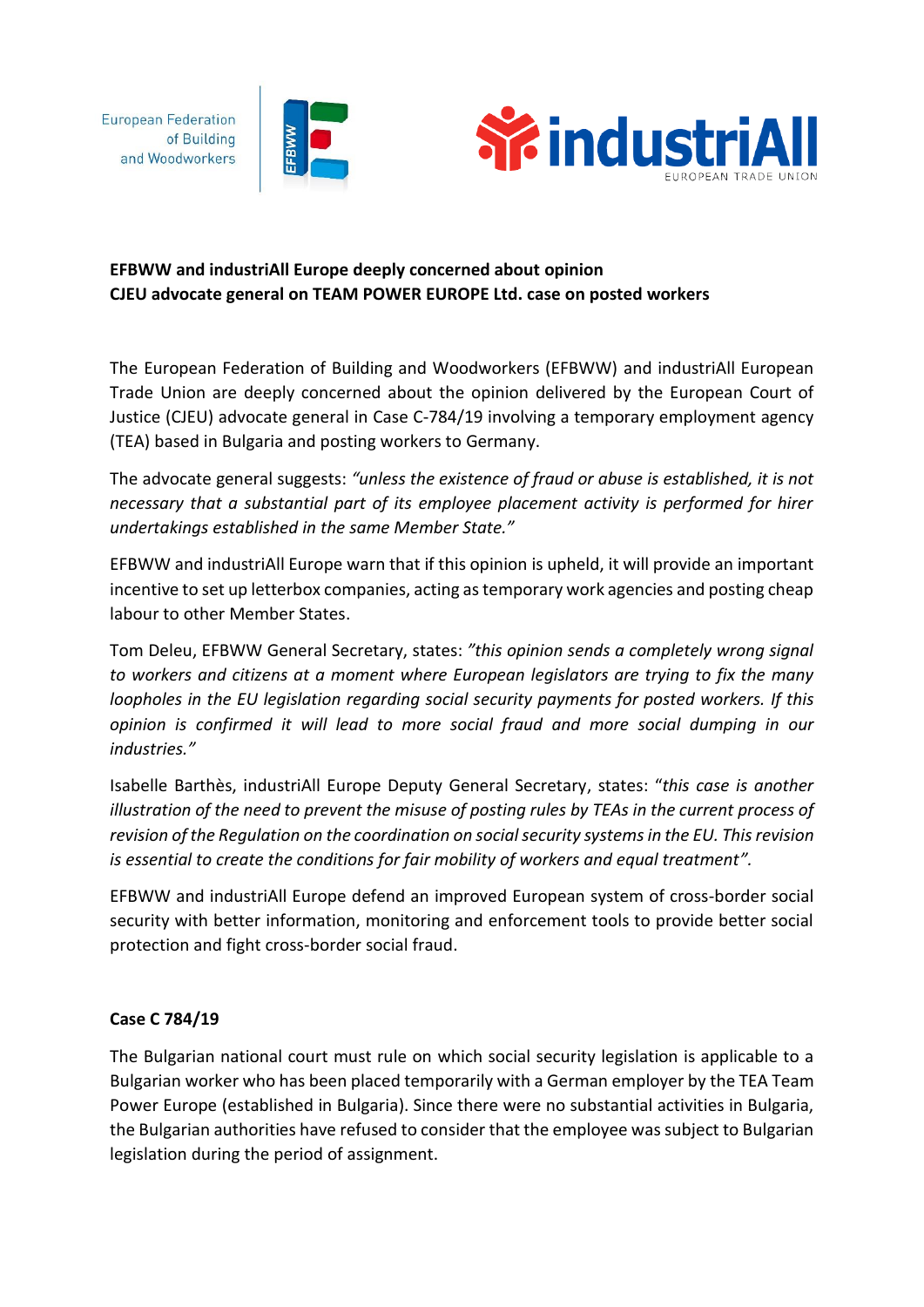**EFBWW and industriAll Europe deeply concerned about opinion CJEU advocate general on TEAM POWER EUROPE Ltd. case on posted workers**

The European Federation of Building and Woodworkers (EFBWW) and industriAll European Trade Union are deeply concerned about the opinion delivered by the European Court of Justice (CJEU) advocate general in Case C-784/19 involving a temporary employment agency (TEA) based in Bulgaria and posting workers to Germany.

The advocate general suggests: *"unless the existence of fraud or abuse is established, it is not necessary that a substantial part of its employee placement activity is performed for hirer undertakings established in the same Member State."*

EFBWW and industriAll Europe warn that if this opinion is upheld, it will provide an important incentive to set up letterbox companies, acting as temporary work agencies and posting cheap labour to other Member States.

Tom Deleu, EFBWW General Secretary, states: *"this opinion sends a completely wrong signal to workers and citizens at a moment where European legislators are trying to fix the many loopholes in the EU legislation regarding social security payments for posted workers. If this opinion is confirmed it will lead to more social fraud and more social dumping in our industries."*

Isabelle Barthès, industriAll Europe Deputy General Secretary, states: "*this case is another illustration of the need to prevent the misuse of posting rules by TEAs in the current process of revision of the Regulation on the coordination on social security systems in the EU. This revision is essential to create the conditions for fair mobility of workers and equal treatment".*

EFBWW and industriAll Europe defend an improved European system of cross-border social security with better information, monitoring and enforcement tools to provide better social protection and fight cross-border social fraud.

**Case C 784/19**

The Bulgarian national court must rule on which social security legislation is applicable to a Bulgarian worker who has been placed temporarily with a German employer by the TEA Team Power Europe (established in Bulgaria). Since there were no substantial activities in Bulgaria, the Bulgarian authorities have refused to consider that the employee was subject to Bulgarian legislation during the period of assignment.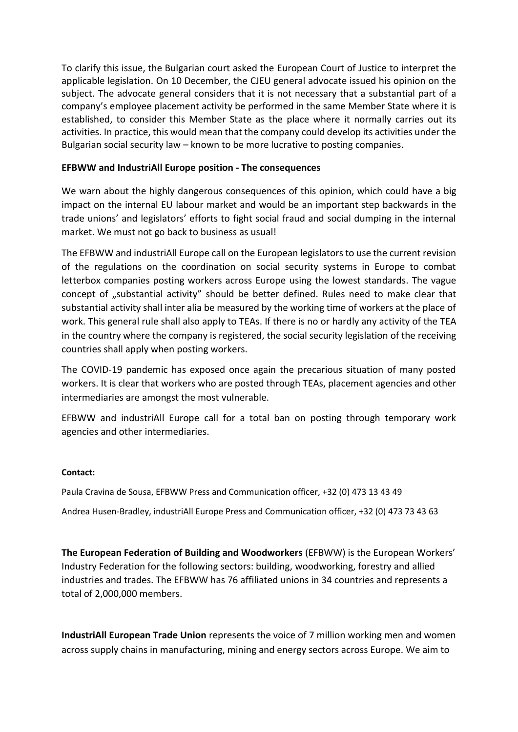To clarify this issue, the Bulgarian court asked the European Court of Justice to interpret the applicable legislation. On 10 December, the CJEU general advocate issued his opinion on the subject. The advocate general considers that it is not necessary that a substantial part of a company's employee placement activity be performed in the same Member State where it is established, to consider this Member State as the place where it normally carries out its activities. In practice, this would mean that the company could develop its activities under the Bulgarian social security law – known to be more lucrative to posting companies.

**EFBWW and IndustriAll Europe position - The consequences**

We warn about the highly dangerous consequences of this opinion, which could have a big impact on the internal EU labour market and would be an important step backwards in the trade unions' and legislators' efforts to fight social fraud and social dumping in the internal market. We must not go back to business as usual!

The EFBWW and industriAll Europe call on the European legislators to use the current revision of the regulations on the coordination on social security systems in Europe to combat letterbox companies posting workers across Europe using the lowest standards. The vague concept of „substantial activity" should be better defined. Rules need to make clear that substantial activity shall inter alia be measured by the working time of workers at the place of work. This general rule shall also apply to TEAs. If there is no or hardly any activity of the TEA in the country where the company is registered, the social security legislation of the receiving countries shall apply when posting workers.

The COVID-19 pandemic has exposed once again the precarious situation of many posted workers. It is clear that workers who are posted through TEAs, placement agencies and other intermediaries are amongst the most vulnerable.

EFBWW and industriAll Europe call for a total ban on posting through temporary work agencies and other intermediaries.

**Contact:**

Paula Cravina de Sousa, EFBWW Press and Communication officer, +32 (0) 473 13 43 49

Andrea Husen-Bradley, industriAll Europe Press and Communication officer, +32 (0) 473 73 43 63

**The European Federation of Building and Woodworkers** (EFBWW) is the European Workers' Industry Federation for the following sectors: building, woodworking, forestry and allied industries and trades. The EFBWW has 76 affiliated unions in 34 countries and represents a total of 2,000,000 members.

**IndustriAll European Trade Union** represents the voice of 7 million working men and women across supply chains in manufacturing, mining and energy sectors across Europe. We aim to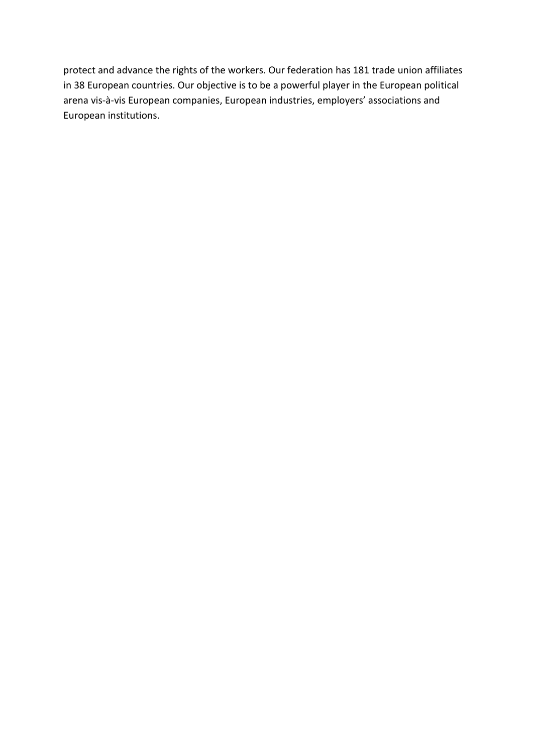protect and advance the rights of the workers. Our federation has 181 trade union affiliates in 38 European countries. Our objective is to be a powerful player in the European political arena vis-à-vis European companies, European industries, employers' associations and European institutions.